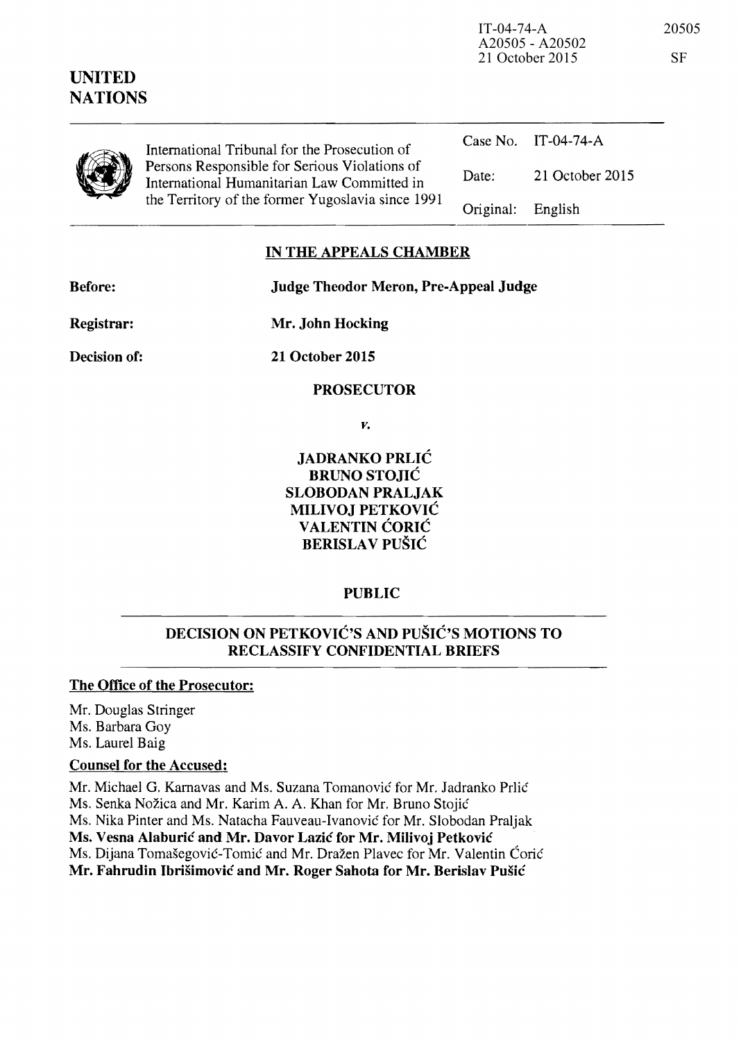IT-04-74-A
A20505 - A20502
21 October 2015

20505

SF

**UNITED NATIONS**

International Tribunal for the Prosecution of Persons Responsible for Serious Violations of International Humanitarian Law Committed in the Territory of the former Yugoslavia since 1991

| | |
|---|---|
| Case No. | IT-04-74-A |
| Date: | 21 October 2015 |
| Original: | English |

## IN THE APPEALS CHAMBER

**Before:** **Judge Theodor Meron, Pre-Appeal Judge**

**Registrar:** **Mr. John Hocking**

**Decision of:** **21 October 2015**

**PROSECUTOR**

*v.*

**JADRANKO PRLIĆ**
**BRUNO STOJIĆ**
**SLOBODAN PRALJAK**
**MILIVOJ PETKOVIĆ**
**VALENTIN ĆORIĆ**
**BERISLAV PUŠIĆ**

**PUBLIC**

## DECISION ON PETKOVIĆ'S AND PUŠIĆ'S MOTIONS TO RECLASSIFY CONFIDENTIAL BRIEFS

**The Office of the Prosecutor:**

Mr. Douglas Stringer
Ms. Barbara Goy
Ms. Laurel Baig

**Counsel for the Accused:**

Mr. Michael G. Karnavas and Ms. Suzana Tomanović for Mr. Jadranko Prlić
Ms. Senka Nožica and Mr. Karim A. A. Khan for Mr. Bruno Stojić
Ms. Nika Pinter and Ms. Natacha Fauveau-Ivanović for Mr. Slobodan Praljak
**Ms. Vesna Alaburić and Mr. Davor Lazić for Mr. Milivoj Petković**
Ms. Dijana Tomašegović-Tomić and Mr. Dražen Plavec for Mr. Valentin Ćorić
**Mr. Fahrudin Ibrišimović and Mr. Roger Sahota for Mr. Berislav Pušić**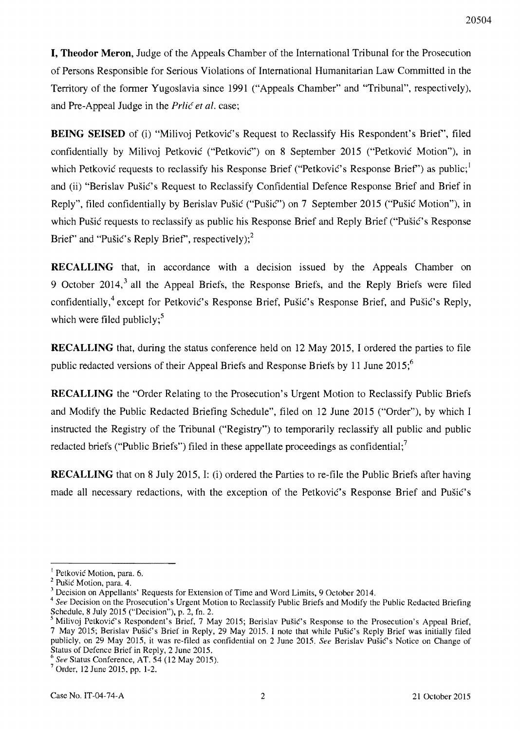**I, Theodor Meron**, Judge of the Appeals Chamber of the International Tribunal for the Prosecution of Persons Responsible for Serious Violations of International Humanitarian Law Committed in the Territory of the former Yugoslavia since 1991 ("Appeals Chamber" and "Tribunal", respectively), and Pre-Appeal Judge in the *Prlić et al.* case;

**BEING SEISED** of (i) "Milivoj Petković's Request to Reclassify His Respondent's Brief", filed confidentially by Milivoj Petković ("Petković") on 8 September 2015 ("Petković Motion"), in which Petković requests to reclassify his Response Brief ("Petković's Response Brief") as public;[1] and (ii) "Berislav Pušić's Request to Reclassify Confidential Defence Response Brief and Brief in Reply", filed confidentially by Berislav Pušić ("Pušić") on 7 September 2015 ("Pušić Motion"), in which Pušić requests to reclassify as public his Response Brief and Reply Brief ("Pušić's Response Brief" and "Pušić's Reply Brief", respectively);[2]

**RECALLING** that, in accordance with a decision issued by the Appeals Chamber on 9 October 2014,[3] all the Appeal Briefs, the Response Briefs, and the Reply Briefs were filed confidentially,[4] except for Petković's Response Brief, Pušić's Response Brief, and Pušić's Reply, which were filed publicly;[5]

**RECALLING** that, during the status conference held on 12 May 2015, I ordered the parties to file public redacted versions of their Appeal Briefs and Response Briefs by 11 June 2015;[6]

**RECALLING** the "Order Relating to the Prosecution's Urgent Motion to Reclassify Public Briefs and Modify the Public Redacted Briefing Schedule", filed on 12 June 2015 ("Order"), by which I instructed the Registry of the Tribunal ("Registry") to temporarily reclassify all public and public redacted briefs ("Public Briefs") filed in these appellate proceedings as confidential;[7]

**RECALLING** that on 8 July 2015, I: (i) ordered the Parties to re-file the Public Briefs after having made all necessary redactions, with the exception of the Petković's Response Brief and Pušić's

---

[1] Petković Motion, para. 6.

[2] Pušić Motion, para. 4.

[3] Decision on Appellants' Requests for Extension of Time and Word Limits, 9 October 2014.

[4] *See* Decision on the Prosecution's Urgent Motion to Reclassify Public Briefs and Modify the Public Redacted Briefing Schedule, 8 July 2015 ("Decision"), p. 2, fn. 2.

[5] Milivoj Petković's Respondent's Brief, 7 May 2015; Berislav Pušić's Response to the Prosecution's Appeal Brief, 7 May 2015; Berislav Pušić's Brief in Reply, 29 May 2015. I note that while Pušić's Reply Brief was initially filed publicly, on 29 May 2015, it was re-filed as confidential on 2 June 2015. *See* Berislav Pušić's Notice on Change of Status of Defence Brief in Reply, 2 June 2015.

[6] *See* Status Conference, AT. 54 (12 May 2015).

[7] Order, 12 June 2015, pp. 1-2.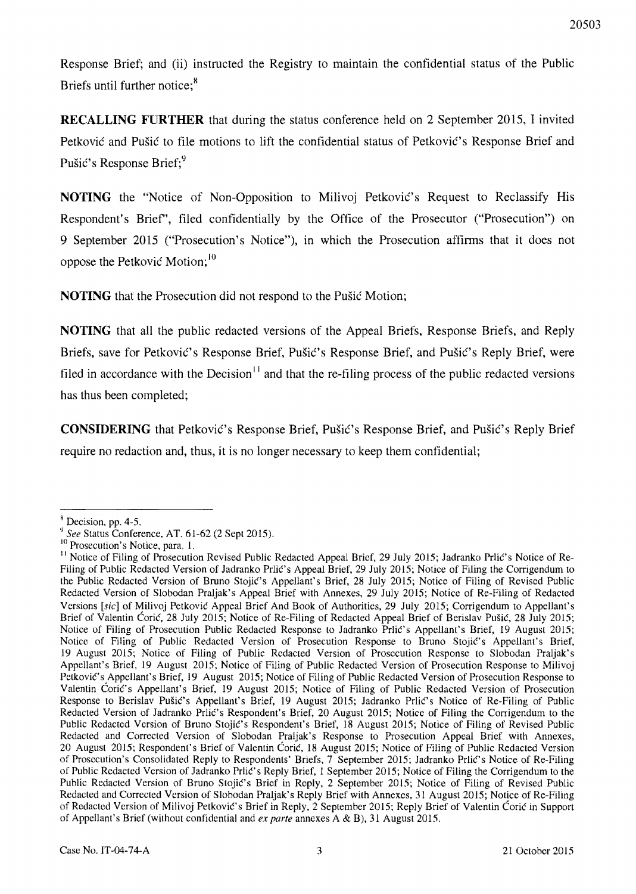Response Brief; and (ii) instructed the Registry to maintain the confidential status of the Public Briefs until further notice;[8]

**RECALLING FURTHER** that during the status conference held on 2 September 2015, I invited Petković and Pušić to file motions to lift the confidential status of Petković's Response Brief and Pušić's Response Brief;[9]

**NOTING** the "Notice of Non-Opposition to Milivoj Petković's Request to Reclassify His Respondent's Brief", filed confidentially by the Office of the Prosecutor ("Prosecution") on 9 September 2015 ("Prosecution's Notice"), in which the Prosecution affirms that it does not oppose the Petković Motion;[10]

**NOTING** that the Prosecution did not respond to the Pušić Motion;

**NOTING** that all the public redacted versions of the Appeal Briefs, Response Briefs, and Reply Briefs, save for Petković's Response Brief, Pušić's Response Brief, and Pušić's Reply Brief, were filed in accordance with the Decision[11] and that the re-filing process of the public redacted versions has thus been completed;

**CONSIDERING** that Petković's Response Brief, Pušić's Response Brief, and Pušić's Reply Brief require no redaction and, thus, it is no longer necessary to keep them confidential;

---

[8] Decision, pp. 4-5.

[9] *See* Status Conference, AT. 61-62 (2 Sept 2015).

[10] Prosecution's Notice, para. 1.

[11] Notice of Filing of Prosecution Revised Public Redacted Appeal Brief, 29 July 2015; Jadranko Prlić's Notice of Re-Filing of Public Redacted Version of Jadranko Prlić's Appeal Brief, 29 July 2015; Notice of Filing the Corrigendum to the Public Redacted Version of Bruno Stojić's Appellant's Brief, 28 July 2015; Notice of Filing of Revised Public Redacted Version of Slobodan Praljak's Appeal Brief with Annexes, 29 July 2015; Notice of Re-Filing of Redacted Versions [*sic*] of Milivoj Petković Appeal Brief And Book of Authorities, 29 July 2015; Corrigendum to Appellant's Brief of Valentin Ćorić, 28 July 2015; Notice of Re-Filing of Redacted Appeal Brief of Berislav Pušić, 28 July 2015; Notice of Filing of Prosecution Public Redacted Response to Jadranko Prlić's Appellant's Brief, 19 August 2015; Notice of Filing of Public Redacted Version of Prosecution Response to Bruno Stojić's Appellant's Brief, 19 August 2015; Notice of Filing of Public Redacted Version of Prosecution Response to Slobodan Praljak's Appellant's Brief, 19 August 2015; Notice of Filing of Public Redacted Version of Prosecution Response to Milivoj Petković's Appellant's Brief, 19 August 2015; Notice of Filing of Public Redacted Version of Prosecution Response to Valentin Ćorić's Appellant's Brief, 19 August 2015; Notice of Filing of Public Redacted Version of Prosecution Response to Berislav Pušić's Appellant's Brief, 19 August 2015; Jadranko Prlić's Notice of Re-Filing of Public Redacted Version of Jadranko Prlić's Respondent's Brief, 20 August 2015; Notice of Filing the Corrigendum to the Public Redacted Version of Bruno Stojić's Respondent's Brief, 18 August 2015; Notice of Filing of Revised Public Redacted and Corrected Version of Slobodan Praljak's Response to Prosecution Appeal Brief with Annexes, 20 August 2015; Respondent's Brief of Valentin Ćorić, 18 August 2015; Notice of Filing of Public Redacted Version of Prosecution's Consolidated Reply to Respondents' Briefs, 7 September 2015; Jadranko Prlić's Notice of Re-Filing of Public Redacted Version of Jadranko Prlić's Reply Brief, 1 September 2015; Notice of Filing the Corrigendum to the Public Redacted Version of Bruno Stojić's Brief in Reply, 2 September 2015; Notice of Filing of Revised Public Redacted and Corrected Version of Slobodan Praljak's Reply Brief with Annexes, 31 August 2015; Notice of Re-Filing of Redacted Version of Milivoj Petković's Brief in Reply, 2 September 2015; Reply Brief of Valentin Ćorić in Support of Appellant's Brief (without confidential and *ex parte* annexes A & B), 31 August 2015.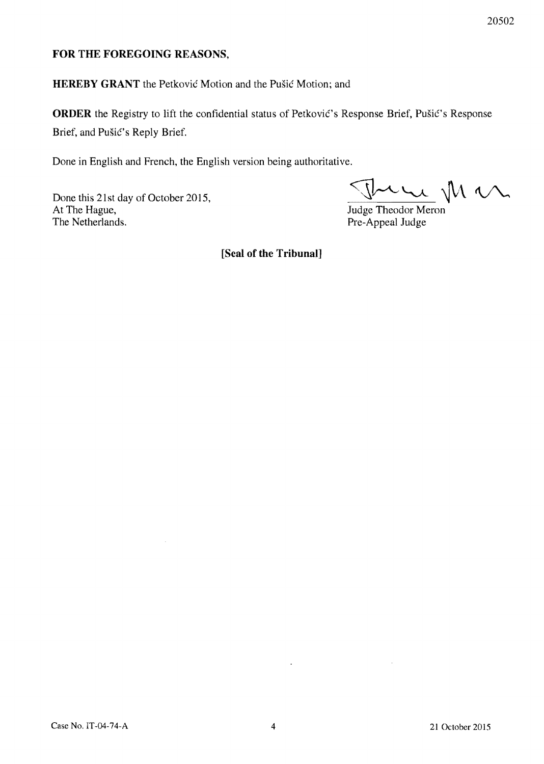**FOR THE FOREGOING REASONS,**

**HEREBY GRANT** the Petković Motion and the Pušić Motion; and

**ORDER** the Registry to lift the confidential status of Petković's Response Brief, Pušić's Response Brief, and Pušić's Reply Brief.

Done in English and French, the English version being authoritative.

Done this 21st day of October 2015,
At The Hague,
The Netherlands.

Judge Theodor Meron
Pre-Appeal Judge

**[Seal of the Tribunal]**